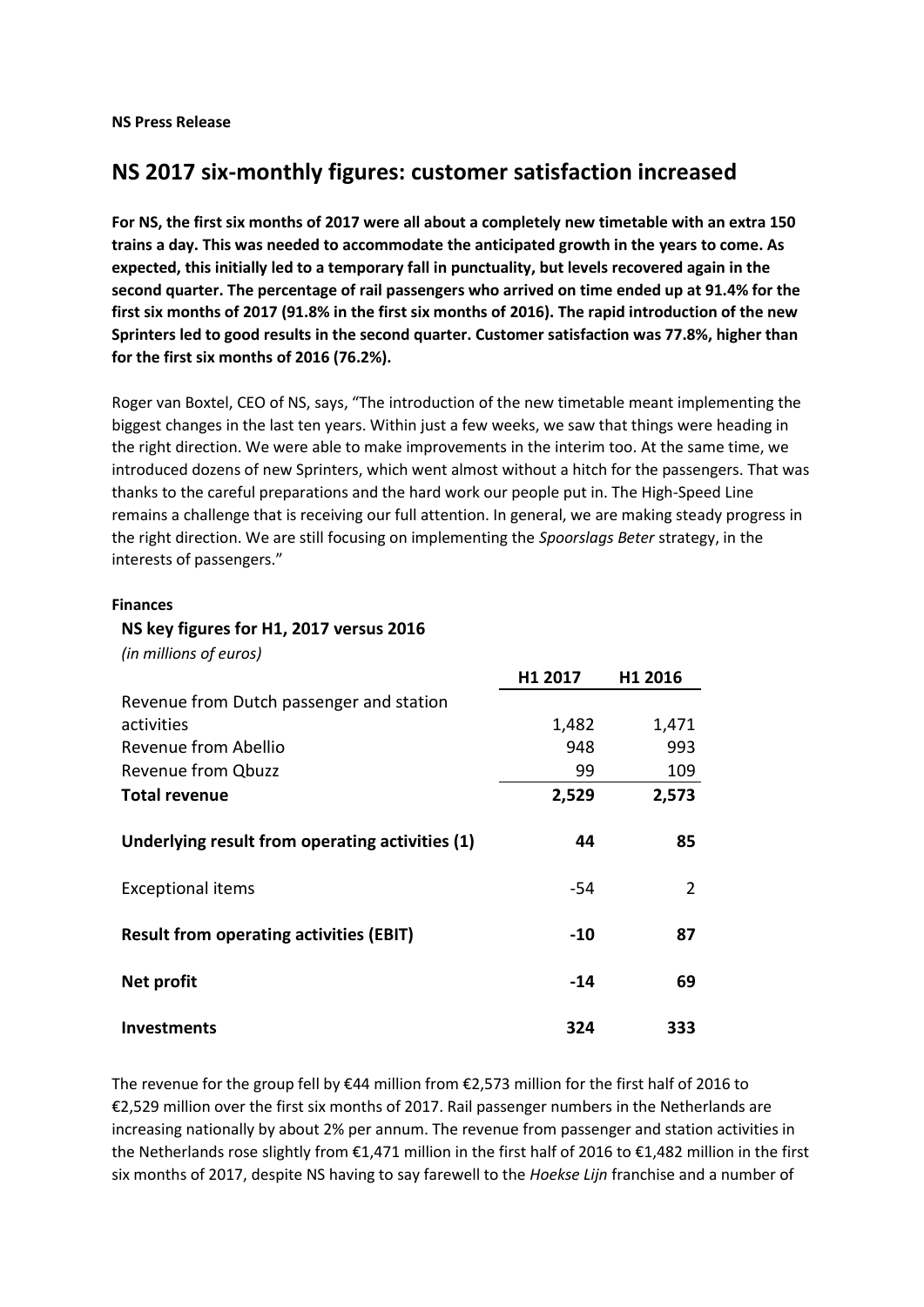**NS Press Release**

# NS 2017 six-monthly figures: customer satisfaction increased

**For NS, the first six months of 2017 were all about a completely new timetable with an extra 150 trains a day. This was needed to accommodate the anticipated growth in the years to come. As expected, this initially led to a temporary fall in punctuality, but levels recovered again in the second quarter. The percentage of rail passengers who arrived on time ended up at 91.4% for the first six months of 2017 (91.8% in the first six months of 2016). The rapid introduction of the new Sprinters led to good results in the second quarter. Customer satisfaction was 77.8%, higher than for the first six months of 2016 (76.2%).**

Roger van Boxtel, CEO of NS, says, "The introduction of the new timetable meant implementing the biggest changes in the last ten years. Within just a few weeks, we saw that things were heading in the right direction. We were able to make improvements in the interim too. At the same time, we introduced dozens of new Sprinters, which went almost without a hitch for the passengers. That was thanks to the careful preparations and the hard work our people put in. The High-Speed Line remains a challenge that is receiving our full attention. In general, we are making steady progress in the right direction. We are still focusing on implementing the *Spoorslags Beter* strategy, in the interests of passengers."

**Finances**

**NS key figures for H1, 2017 versus 2016**

*(in millions of euros)*

| | H1 2017 | H1 2016 |
|---|---|---|
| Revenue from Dutch passenger and station activities | 1,482 | 1,471 |
| Revenue from Abellio | 948 | 993 |
| Revenue from Qbuzz | 99 | 109 |
| **Total revenue** | **2,529** | **2,573** |
| **Underlying result from operating activities (1)** | **44** | **85** |
| Exceptional items | -54 | 2 |
| **Result from operating activities (EBIT)** | **-10** | **87** |
| **Net profit** | **-14** | **69** |
| **Investments** | **324** | **333** |

The revenue for the group fell by €44 million from €2,573 million for the first half of 2016 to €2,529 million over the first six months of 2017. Rail passenger numbers in the Netherlands are increasing nationally by about 2% per annum. The revenue from passenger and station activities in the Netherlands rose slightly from €1,471 million in the first half of 2016 to €1,482 million in the first six months of 2017, despite NS having to say farewell to the *Hoekse Lijn* franchise and a number of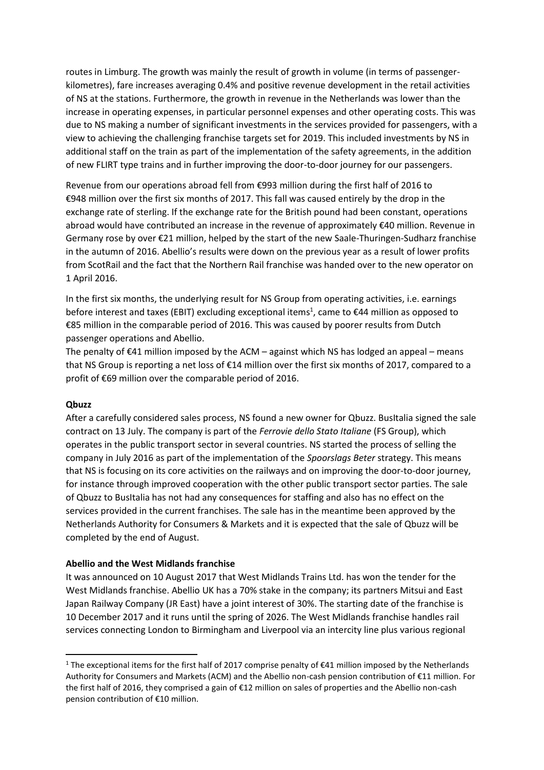routes in Limburg. The growth was mainly the result of growth in volume (in terms of passenger-kilometres), fare increases averaging 0.4% and positive revenue development in the retail activities of NS at the stations. Furthermore, the growth in revenue in the Netherlands was lower than the increase in operating expenses, in particular personnel expenses and other operating costs. This was due to NS making a number of significant investments in the services provided for passengers, with a view to achieving the challenging franchise targets set for 2019. This included investments by NS in additional staff on the train as part of the implementation of the safety agreements, in the addition of new FLIRT type trains and in further improving the door-to-door journey for our passengers.

Revenue from our operations abroad fell from €993 million during the first half of 2016 to €948 million over the first six months of 2017. This fall was caused entirely by the drop in the exchange rate of sterling. If the exchange rate for the British pound had been constant, operations abroad would have contributed an increase in the revenue of approximately €40 million. Revenue in Germany rose by over €21 million, helped by the start of the new Saale-Thuringen-Sudharz franchise in the autumn of 2016. Abellio's results were down on the previous year as a result of lower profits from ScotRail and the fact that the Northern Rail franchise was handed over to the new operator on 1 April 2016.

In the first six months, the underlying result for NS Group from operating activities, i.e. earnings before interest and taxes (EBIT) excluding exceptional items[1], came to €44 million as opposed to €85 million in the comparable period of 2016. This was caused by poorer results from Dutch passenger operations and Abellio.

The penalty of €41 million imposed by the ACM – against which NS has lodged an appeal – means that NS Group is reporting a net loss of €14 million over the first six months of 2017, compared to a profit of €69 million over the comparable period of 2016.

**Qbuzz**

After a carefully considered sales process, NS found a new owner for Qbuzz. BusItalia signed the sale contract on 13 July. The company is part of the *Ferrovie dello Stato Italiane* (FS Group), which operates in the public transport sector in several countries. NS started the process of selling the company in July 2016 as part of the implementation of the *Spoorslags Beter* strategy. This means that NS is focusing on its core activities on the railways and on improving the door-to-door journey, for instance through improved cooperation with the other public transport sector parties. The sale of Qbuzz to BusItalia has not had any consequences for staffing and also has no effect on the services provided in the current franchises. The sale has in the meantime been approved by the Netherlands Authority for Consumers & Markets and it is expected that the sale of Qbuzz will be completed by the end of August.

**Abellio and the West Midlands franchise**

It was announced on 10 August 2017 that West Midlands Trains Ltd. has won the tender for the West Midlands franchise. Abellio UK has a 70% stake in the company; its partners Mitsui and East Japan Railway Company (JR East) have a joint interest of 30%. The starting date of the franchise is 10 December 2017 and it runs until the spring of 2026. The West Midlands franchise handles rail services connecting London to Birmingham and Liverpool via an intercity line plus various regional

[1] The exceptional items for the first half of 2017 comprise penalty of €41 million imposed by the Netherlands Authority for Consumers and Markets (ACM) and the Abellio non-cash pension contribution of €11 million. For the first half of 2016, they comprised a gain of €12 million on sales of properties and the Abellio non-cash pension contribution of €10 million.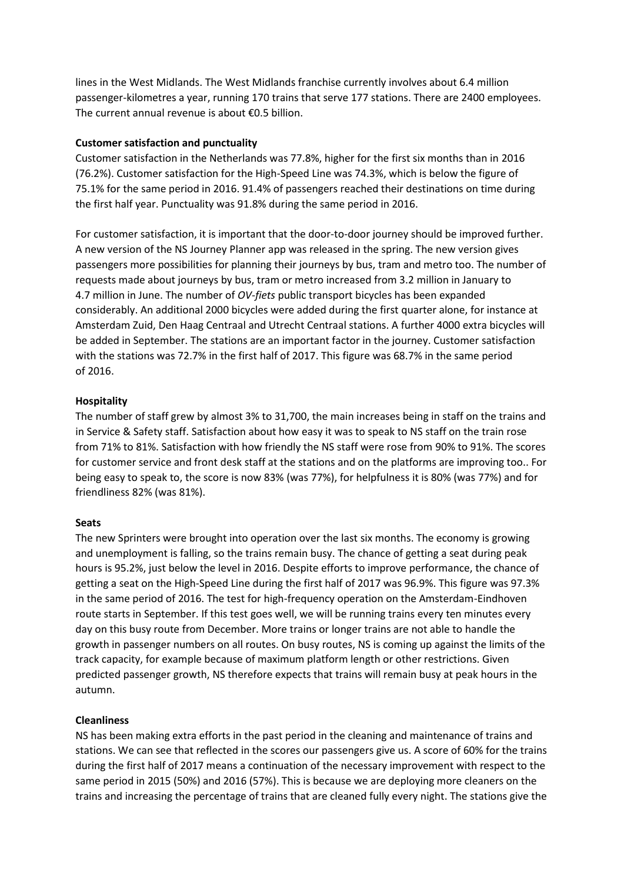lines in the West Midlands. The West Midlands franchise currently involves about 6.4 million passenger-kilometres a year, running 170 trains that serve 177 stations. There are 2400 employees. The current annual revenue is about €0.5 billion.

**Customer satisfaction and punctuality**

Customer satisfaction in the Netherlands was 77.8%, higher for the first six months than in 2016 (76.2%). Customer satisfaction for the High-Speed Line was 74.3%, which is below the figure of 75.1% for the same period in 2016. 91.4% of passengers reached their destinations on time during the first half year. Punctuality was 91.8% during the same period in 2016.

For customer satisfaction, it is important that the door-to-door journey should be improved further. A new version of the NS Journey Planner app was released in the spring. The new version gives passengers more possibilities for planning their journeys by bus, tram and metro too. The number of requests made about journeys by bus, tram or metro increased from 3.2 million in January to 4.7 million in June. The number of *OV-fiets* public transport bicycles has been expanded considerably. An additional 2000 bicycles were added during the first quarter alone, for instance at Amsterdam Zuid, Den Haag Centraal and Utrecht Centraal stations. A further 4000 extra bicycles will be added in September. The stations are an important factor in the journey. Customer satisfaction with the stations was 72.7% in the first half of 2017. This figure was 68.7% in the same period of 2016.

**Hospitality**

The number of staff grew by almost 3% to 31,700, the main increases being in staff on the trains and in Service & Safety staff. Satisfaction about how easy it was to speak to NS staff on the train rose from 71% to 81%. Satisfaction with how friendly the NS staff were rose from 90% to 91%. The scores for customer service and front desk staff at the stations and on the platforms are improving too.. For being easy to speak to, the score is now 83% (was 77%), for helpfulness it is 80% (was 77%) and for friendliness 82% (was 81%).

**Seats**

The new Sprinters were brought into operation over the last six months. The economy is growing and unemployment is falling, so the trains remain busy. The chance of getting a seat during peak hours is 95.2%, just below the level in 2016. Despite efforts to improve performance, the chance of getting a seat on the High-Speed Line during the first half of 2017 was 96.9%. This figure was 97.3% in the same period of 2016. The test for high-frequency operation on the Amsterdam-Eindhoven route starts in September. If this test goes well, we will be running trains every ten minutes every day on this busy route from December. More trains or longer trains are not able to handle the growth in passenger numbers on all routes. On busy routes, NS is coming up against the limits of the track capacity, for example because of maximum platform length or other restrictions. Given predicted passenger growth, NS therefore expects that trains will remain busy at peak hours in the autumn.

**Cleanliness**

NS has been making extra efforts in the past period in the cleaning and maintenance of trains and stations. We can see that reflected in the scores our passengers give us. A score of 60% for the trains during the first half of 2017 means a continuation of the necessary improvement with respect to the same period in 2015 (50%) and 2016 (57%). This is because we are deploying more cleaners on the trains and increasing the percentage of trains that are cleaned fully every night. The stations give the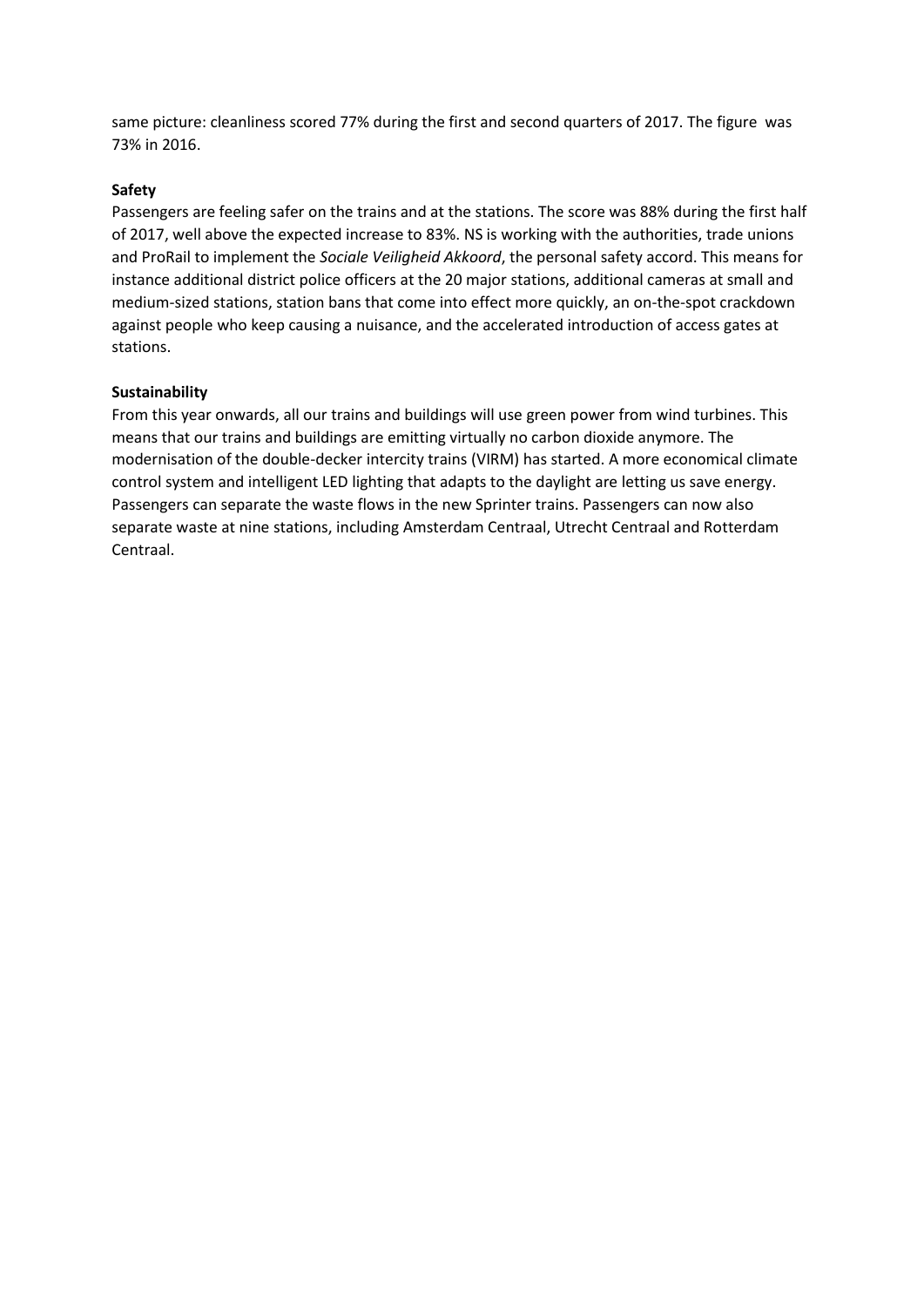same picture: cleanliness scored 77% during the first and second quarters of 2017. The figure was 73% in 2016.

**Safety**

Passengers are feeling safer on the trains and at the stations. The score was 88% during the first half of 2017, well above the expected increase to 83%. NS is working with the authorities, trade unions and ProRail to implement the *Sociale Veiligheid Akkoord*, the personal safety accord. This means for instance additional district police officers at the 20 major stations, additional cameras at small and medium-sized stations, station bans that come into effect more quickly, an on-the-spot crackdown against people who keep causing a nuisance, and the accelerated introduction of access gates at stations.

**Sustainability**

From this year onwards, all our trains and buildings will use green power from wind turbines. This means that our trains and buildings are emitting virtually no carbon dioxide anymore. The modernisation of the double-decker intercity trains (VIRM) has started. A more economical climate control system and intelligent LED lighting that adapts to the daylight are letting us save energy. Passengers can separate the waste flows in the new Sprinter trains. Passengers can now also separate waste at nine stations, including Amsterdam Centraal, Utrecht Centraal and Rotterdam Centraal.